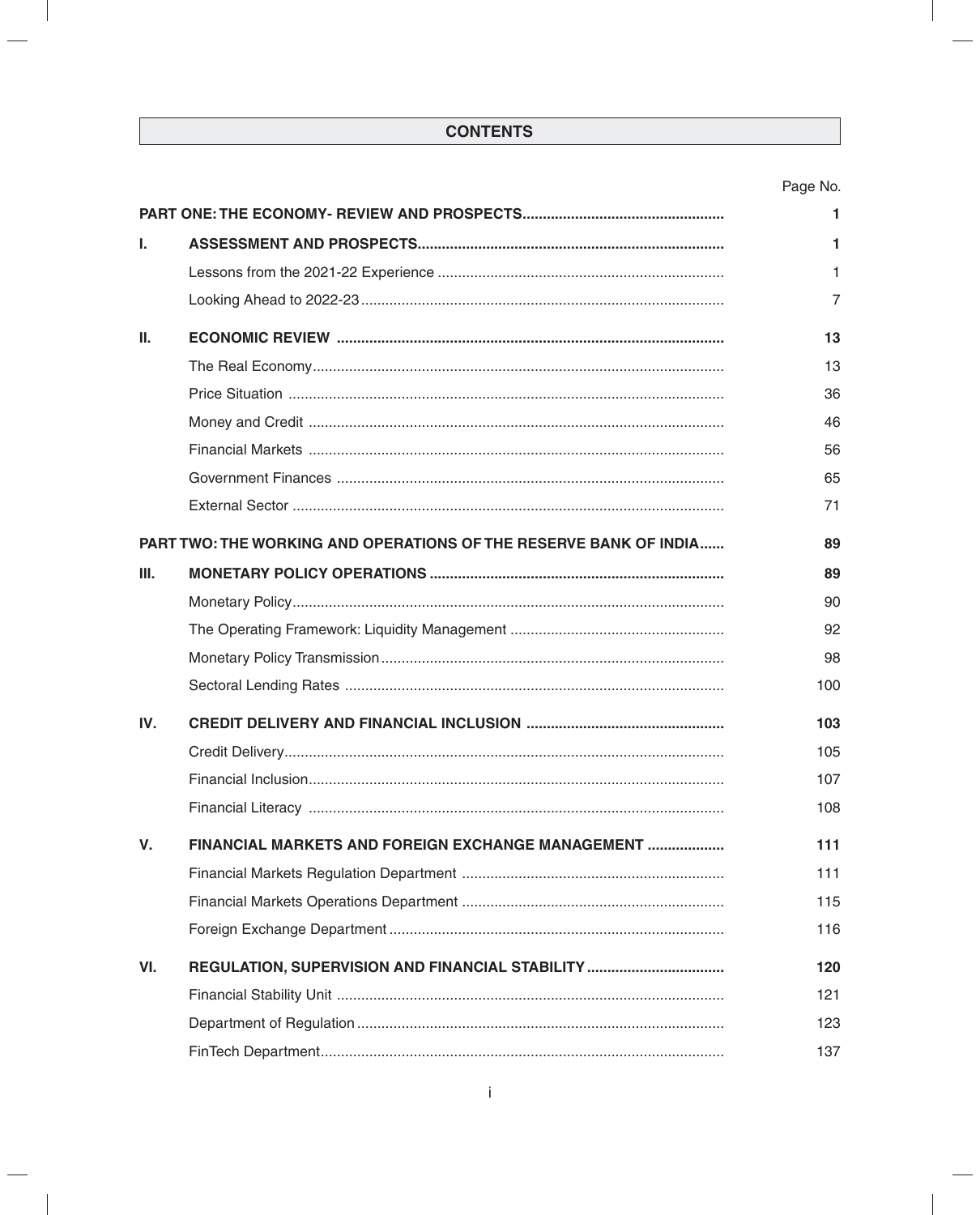# CONTENTS

| | | Page No. |
|---|---|---|
| **PART ONE: THE ECONOMY- REVIEW AND PROSPECTS** | | **1** |
| **I.** | **ASSESSMENT AND PROSPECTS** | **1** |
| | Lessons from the 2021-22 Experience | 1 |
| | Looking Ahead to 2022-23 | 7 |
| **II.** | **ECONOMIC REVIEW** | **13** |
| | The Real Economy | 13 |
| | Price Situation | 36 |
| | Money and Credit | 46 |
| | Financial Markets | 56 |
| | Government Finances | 65 |
| | External Sector | 71 |
| **PART TWO: THE WORKING AND OPERATIONS OF THE RESERVE BANK OF INDIA** | | **89** |
| **III.** | **MONETARY POLICY OPERATIONS** | **89** |
| | Monetary Policy | 90 |
| | The Operating Framework: Liquidity Management | 92 |
| | Monetary Policy Transmission | 98 |
| | Sectoral Lending Rates | 100 |
| **IV.** | **CREDIT DELIVERY AND FINANCIAL INCLUSION** | **103** |
| | Credit Delivery | 105 |
| | Financial Inclusion | 107 |
| | Financial Literacy | 108 |
| **V.** | **FINANCIAL MARKETS AND FOREIGN EXCHANGE MANAGEMENT** | **111** |
| | Financial Markets Regulation Department | 111 |
| | Financial Markets Operations Department | 115 |
| | Foreign Exchange Department | 116 |
| **VI.** | **REGULATION, SUPERVISION AND FINANCIAL STABILITY** | **120** |
| | Financial Stability Unit | 121 |
| | Department of Regulation | 123 |
| | FinTech Department | 137 |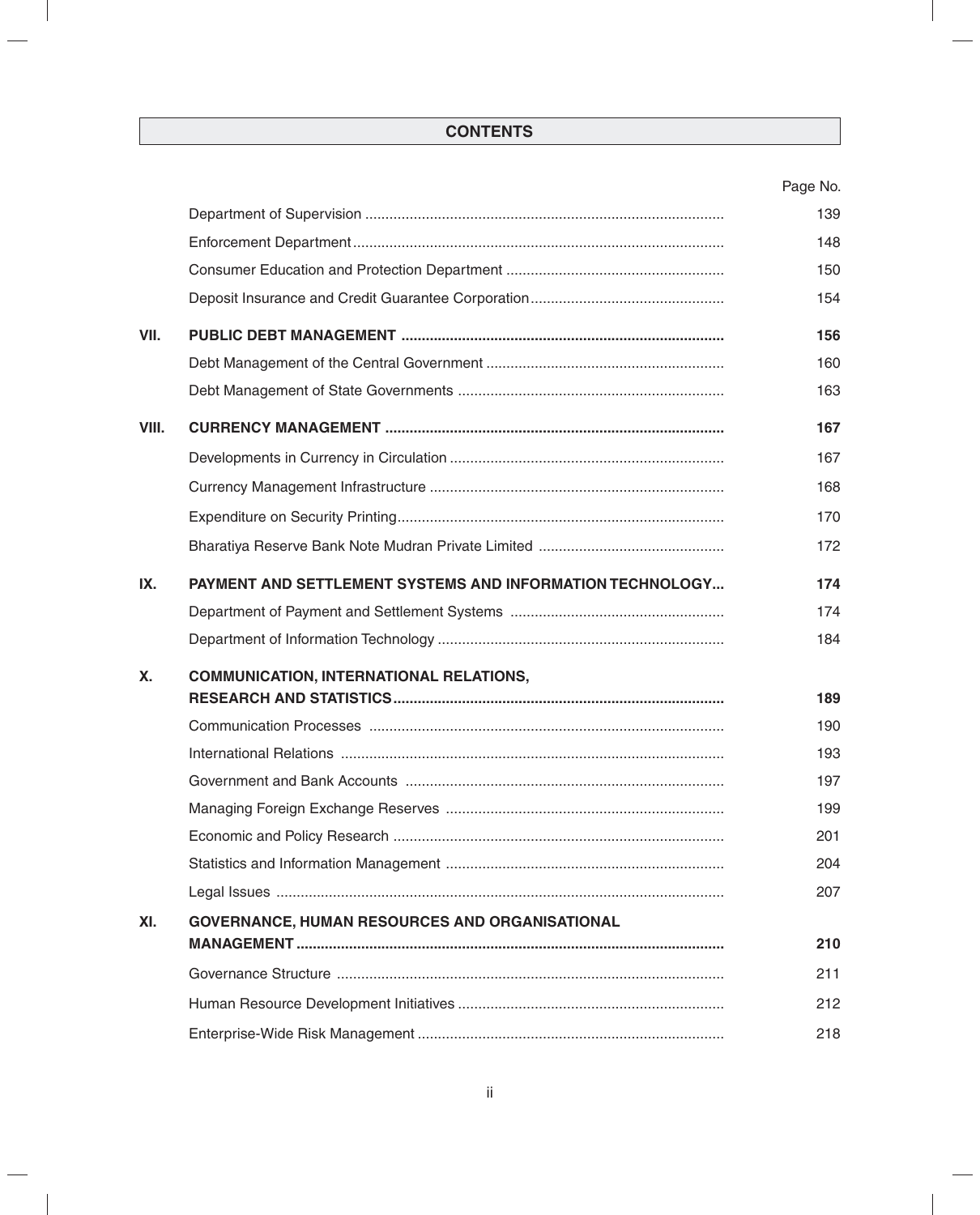## CONTENTS

| | | Page No. |
|---|---|---|
| | Department of Supervision | 139 |
| | Enforcement Department | 148 |
| | Consumer Education and Protection Department | 150 |
| | Deposit Insurance and Credit Guarantee Corporation | 154 |
| **VII.** | **PUBLIC DEBT MANAGEMENT** | **156** |
| | Debt Management of the Central Government | 160 |
| | Debt Management of State Governments | 163 |
| **VIII.** | **CURRENCY MANAGEMENT** | **167** |
| | Developments in Currency in Circulation | 167 |
| | Currency Management Infrastructure | 168 |
| | Expenditure on Security Printing | 170 |
| | Bharatiya Reserve Bank Note Mudran Private Limited | 172 |
| **IX.** | **PAYMENT AND SETTLEMENT SYSTEMS AND INFORMATION TECHNOLOGY** | **174** |
| | Department of Payment and Settlement Systems | 174 |
| | Department of Information Technology | 184 |
| **X.** | **COMMUNICATION, INTERNATIONAL RELATIONS, RESEARCH AND STATISTICS** | **189** |
| | Communication Processes | 190 |
| | International Relations | 193 |
| | Government and Bank Accounts | 197 |
| | Managing Foreign Exchange Reserves | 199 |
| | Economic and Policy Research | 201 |
| | Statistics and Information Management | 204 |
| | Legal Issues | 207 |
| **XI.** | **GOVERNANCE, HUMAN RESOURCES AND ORGANISATIONAL MANAGEMENT** | **210** |
| | Governance Structure | 211 |
| | Human Resource Development Initiatives | 212 |
| | Enterprise-Wide Risk Management | 218 |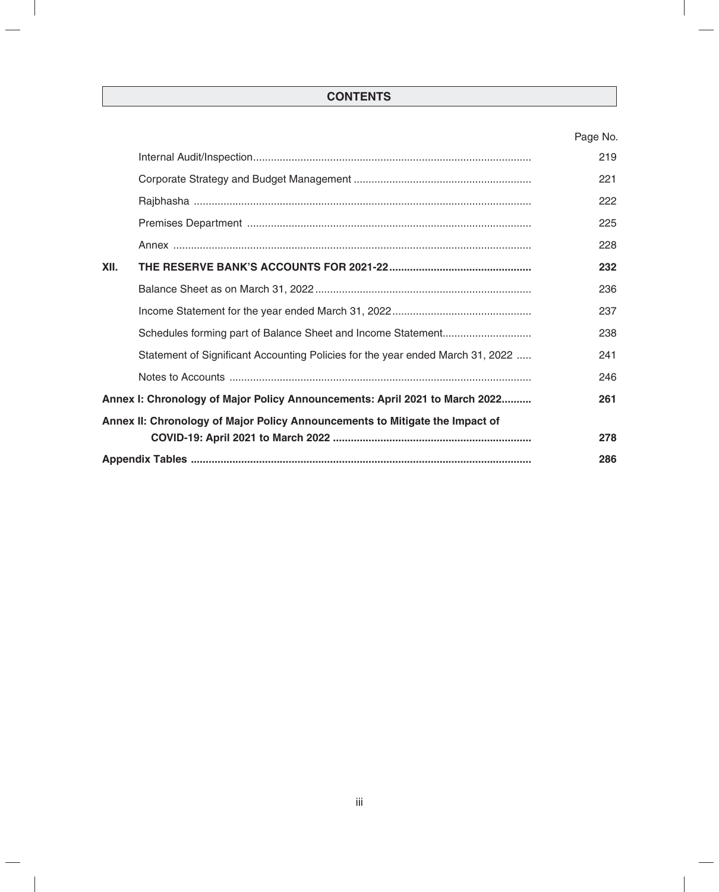## CONTENTS

| | | Page No. |
|---|---|---|
| | Internal Audit/Inspection | 219 |
| | Corporate Strategy and Budget Management | 221 |
| | Rajbhasha | 222 |
| | Premises Department | 225 |
| | Annex | 228 |
| **XII.** | **THE RESERVE BANK'S ACCOUNTS FOR 2021-22** | **232** |
| | Balance Sheet as on March 31, 2022 | 236 |
| | Income Statement for the year ended March 31, 2022 | 237 |
| | Schedules forming part of Balance Sheet and Income Statement | 238 |
| | Statement of Significant Accounting Policies for the year ended March 31, 2022 | 241 |
| | Notes to Accounts | 246 |
| **Annex I: Chronology of Major Policy Announcements: April 2021 to March 2022** | | **261** |
| **Annex II: Chronology of Major Policy Announcements to Mitigate the Impact of COVID-19: April 2021 to March 2022** | | **278** |
| **Appendix Tables** | | **286** |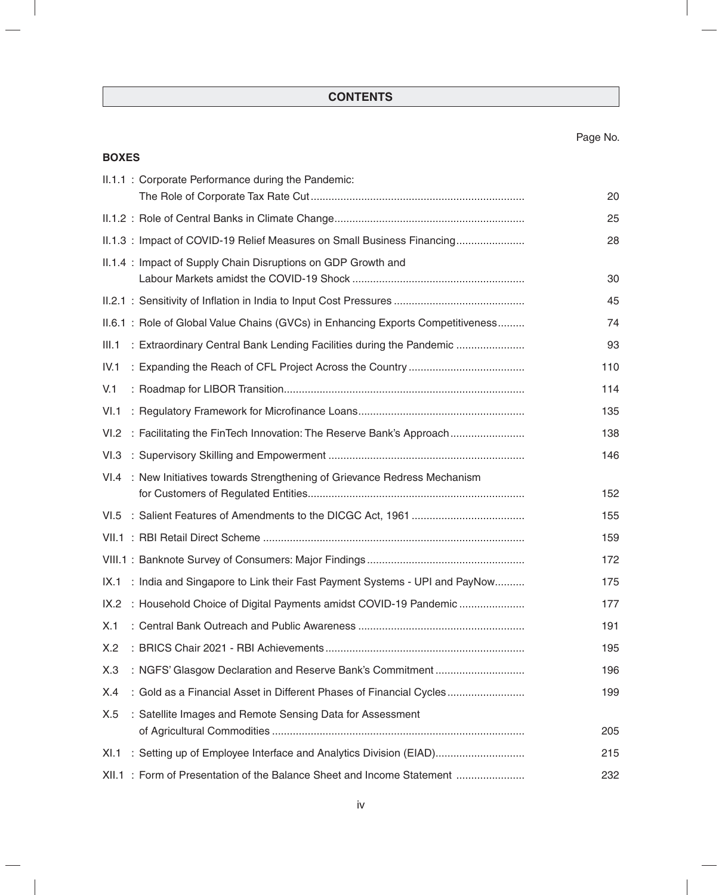## CONTENTS

**BOXES**

| | | Page No. |
|---|---|---|
| II.1.1 | : Corporate Performance during the Pandemic: The Role of Corporate Tax Rate Cut | 20 |
| II.1.2 | : Role of Central Banks in Climate Change | 25 |
| II.1.3 | : Impact of COVID-19 Relief Measures on Small Business Financing | 28 |
| II.1.4 | : Impact of Supply Chain Disruptions on GDP Growth and Labour Markets amidst the COVID-19 Shock | 30 |
| II.2.1 | : Sensitivity of Inflation in India to Input Cost Pressures | 45 |
| II.6.1 | : Role of Global Value Chains (GVCs) in Enhancing Exports Competitiveness | 74 |
| III.1 | : Extraordinary Central Bank Lending Facilities during the Pandemic | 93 |
| IV.1 | : Expanding the Reach of CFL Project Across the Country | 110 |
| V.1 | : Roadmap for LIBOR Transition | 114 |
| VI.1 | : Regulatory Framework for Microfinance Loans | 135 |
| VI.2 | : Facilitating the FinTech Innovation: The Reserve Bank's Approach | 138 |
| VI.3 | : Supervisory Skilling and Empowerment | 146 |
| VI.4 | : New Initiatives towards Strengthening of Grievance Redress Mechanism for Customers of Regulated Entities | 152 |
| VI.5 | : Salient Features of Amendments to the DICGC Act, 1961 | 155 |
| VII.1 | : RBI Retail Direct Scheme | 159 |
| VIII.1 | : Banknote Survey of Consumers: Major Findings | 172 |
| IX.1 | : India and Singapore to Link their Fast Payment Systems - UPI and PayNow | 175 |
| IX.2 | : Household Choice of Digital Payments amidst COVID-19 Pandemic | 177 |
| X.1 | : Central Bank Outreach and Public Awareness | 191 |
| X.2 | : BRICS Chair 2021 - RBI Achievements | 195 |
| X.3 | : NGFS' Glasgow Declaration and Reserve Bank's Commitment | 196 |
| X.4 | : Gold as a Financial Asset in Different Phases of Financial Cycles | 199 |
| X.5 | : Satellite Images and Remote Sensing Data for Assessment of Agricultural Commodities | 205 |
| XI.1 | : Setting up of Employee Interface and Analytics Division (EIAD) | 215 |
| XII.1 | : Form of Presentation of the Balance Sheet and Income Statement | 232 |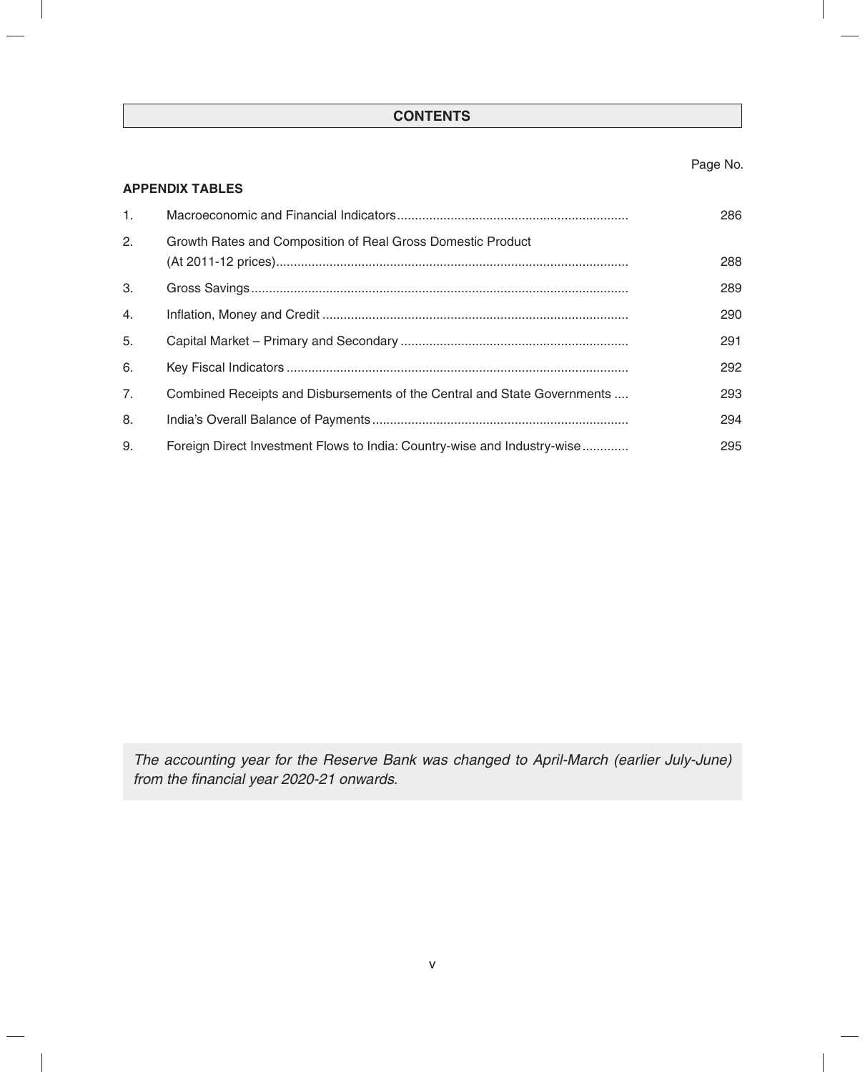# CONTENTS

Page No.

**APPENDIX TABLES**

| | | |
|---|---|---|
| 1. | Macroeconomic and Financial Indicators | 286 |
| 2. | Growth Rates and Composition of Real Gross Domestic Product (At 2011-12 prices) | 288 |
| 3. | Gross Savings | 289 |
| 4. | Inflation, Money and Credit | 290 |
| 5. | Capital Market – Primary and Secondary | 291 |
| 6. | Key Fiscal Indicators | 292 |
| 7. | Combined Receipts and Disbursements of the Central and State Governments | 293 |
| 8. | India's Overall Balance of Payments | 294 |
| 9. | Foreign Direct Investment Flows to India: Country-wise and Industry-wise | 295 |

*The accounting year for the Reserve Bank was changed to April-March (earlier July-June) from the financial year 2020-21 onwards.*